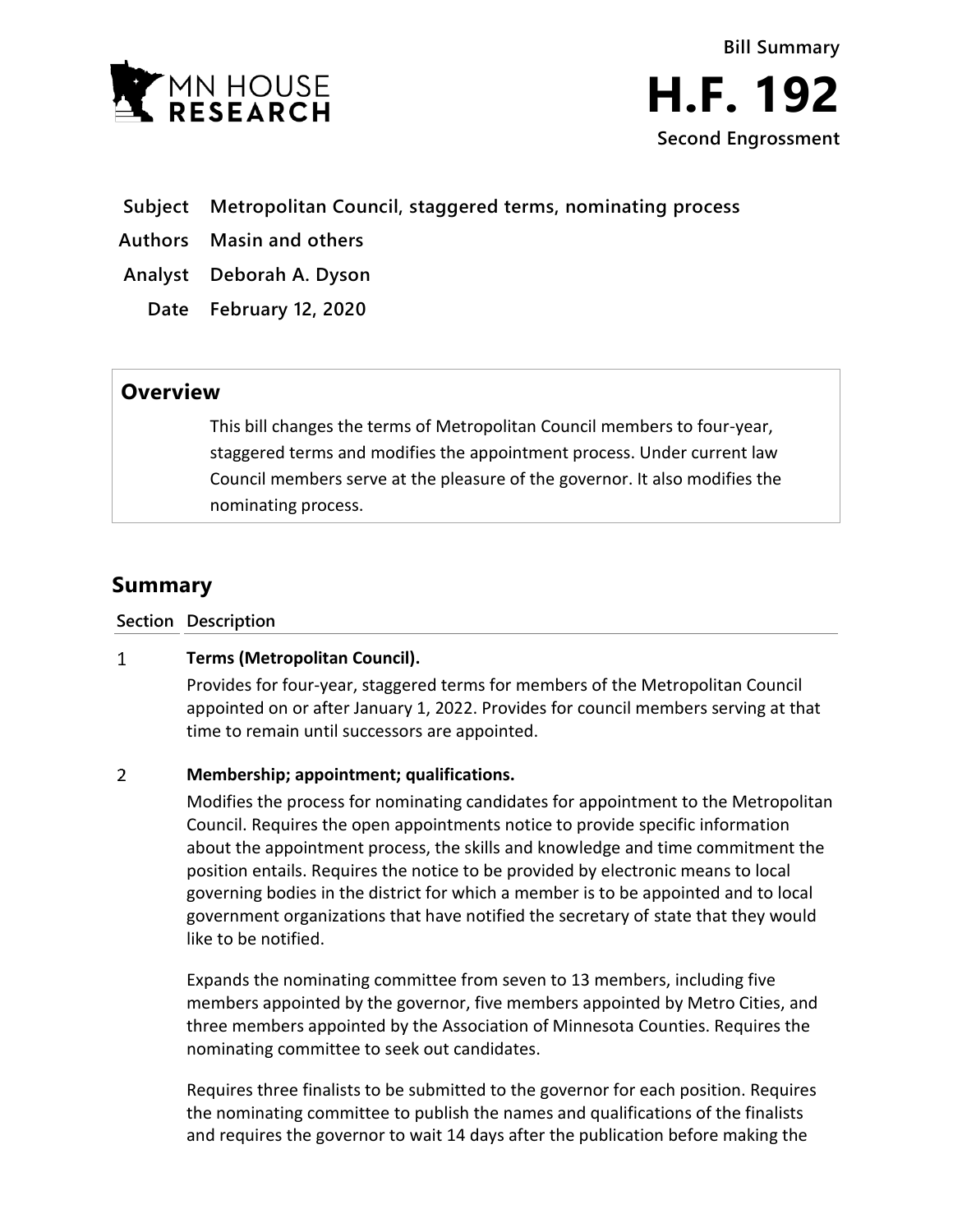MN HOUSE RESEARCH

Bill Summary

# H.F. 192

Second Engrossment

**Subject** Metropolitan Council, staggered terms, nominating process

**Authors** Masin and others

**Analyst** Deborah A. Dyson

**Date** February 12, 2020

## Overview

This bill changes the terms of Metropolitan Council members to four-year, staggered terms and modifies the appointment process. Under current law Council members serve at the pleasure of the governor. It also modifies the nominating process.

## Summary

| Section | Description |
|---|---|
| 1 | **Terms (Metropolitan Council).**<br>Provides for four-year, staggered terms for members of the Metropolitan Council appointed on or after January 1, 2022. Provides for council members serving at that time to remain until successors are appointed. |
| 2 | **Membership; appointment; qualifications.**<br>Modifies the process for nominating candidates for appointment to the Metropolitan Council. Requires the open appointments notice to provide specific information about the appointment process, the skills and knowledge and time commitment the position entails. Requires the notice to be provided by electronic means to local governing bodies in the district for which a member is to be appointed and to local government organizations that have notified the secretary of state that they would like to be notified.<br><br>Expands the nominating committee from seven to 13 members, including five members appointed by the governor, five members appointed by Metro Cities, and three members appointed by the Association of Minnesota Counties. Requires the nominating committee to seek out candidates.<br><br>Requires three finalists to be submitted to the governor for each position. Requires the nominating committee to publish the names and qualifications of the finalists and requires the governor to wait 14 days after the publication before making the |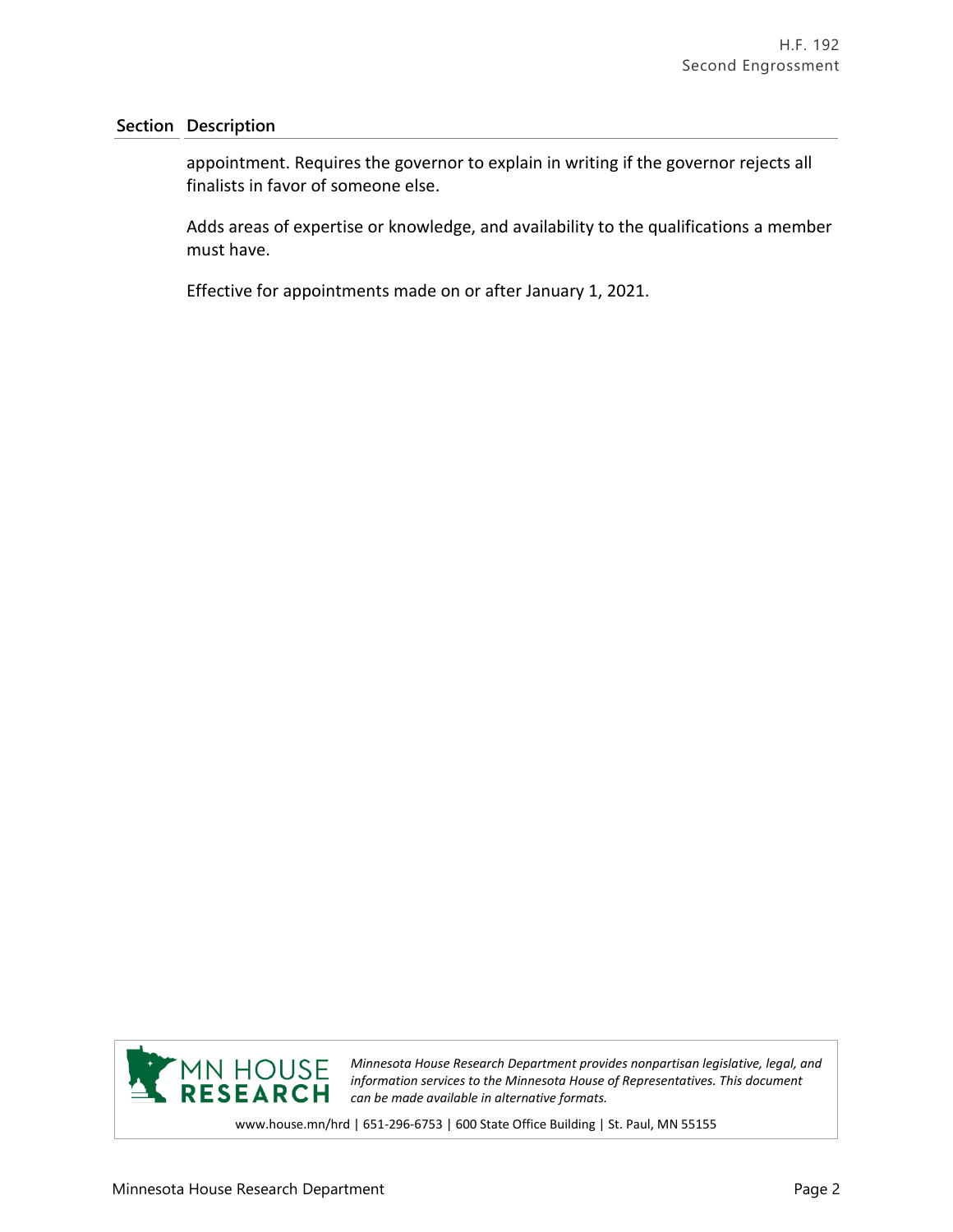| Section | Description |
|---|---|
| | appointment. Requires the governor to explain in writing if the governor rejects all finalists in favor of someone else.<br><br>Adds areas of expertise or knowledge, and availability to the qualifications a member must have.<br><br>Effective for appointments made on or after January 1, 2021. |

MN HOUSE RESEARCH

*Minnesota House Research Department provides nonpartisan legislative, legal, and information services to the Minnesota House of Representatives. This document can be made available in alternative formats.*

www.house.mn/hrd | 651-296-6753 | 600 State Office Building | St. Paul, MN 55155